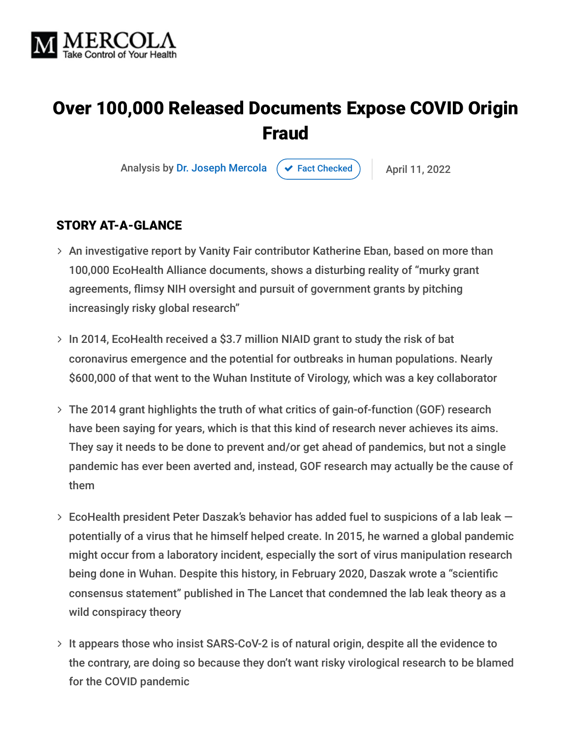MERCOLA
Take Control of Your Health

# Over 100,000 Released Documents Expose COVID Origin Fraud

Analysis by Dr. Joseph Mercola ✔ Fact Checked | April 11, 2022

## STORY AT-A-GLANCE

- An investigative report by Vanity Fair contributor Katherine Eban, based on more than 100,000 EcoHealth Alliance documents, shows a disturbing reality of "murky grant agreements, flimsy NIH oversight and pursuit of government grants by pitching increasingly risky global research"
- In 2014, EcoHealth received a $3.7 million NIAID grant to study the risk of bat coronavirus emergence and the potential for outbreaks in human populations. Nearly $600,000 of that went to the Wuhan Institute of Virology, which was a key collaborator
- The 2014 grant highlights the truth of what critics of gain-of-function (GOF) research have been saying for years, which is that this kind of research never achieves its aims. They say it needs to be done to prevent and/or get ahead of pandemics, but not a single pandemic has ever been averted and, instead, GOF research may actually be the cause of them
- EcoHealth president Peter Daszak's behavior has added fuel to suspicions of a lab leak — potentially of a virus that he himself helped create. In 2015, he warned a global pandemic might occur from a laboratory incident, especially the sort of virus manipulation research being done in Wuhan. Despite this history, in February 2020, Daszak wrote a "scientific consensus statement" published in The Lancet that condemned the lab leak theory as a wild conspiracy theory
- It appears those who insist SARS-CoV-2 is of natural origin, despite all the evidence to the contrary, are doing so because they don't want risky virological research to be blamed for the COVID pandemic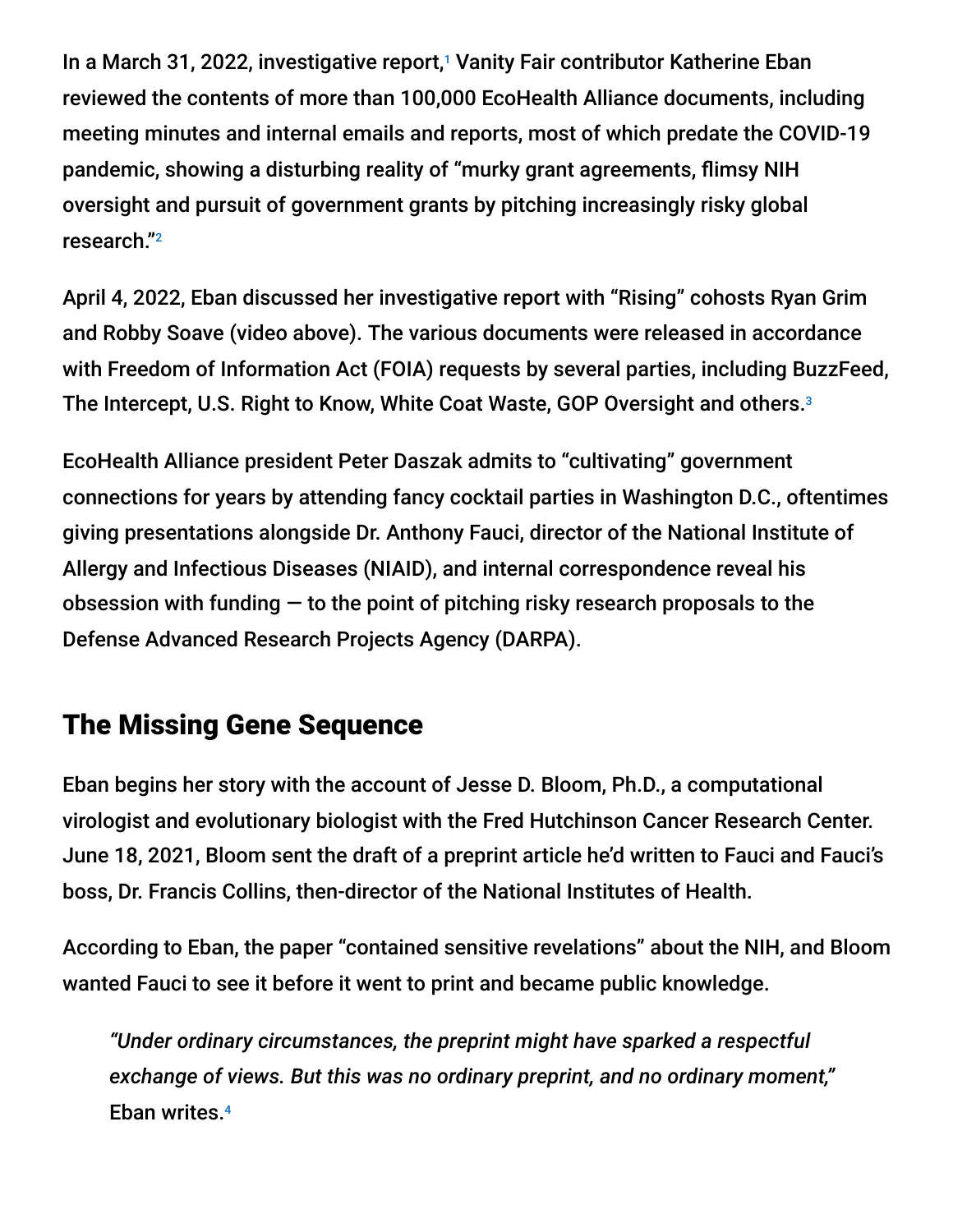In a March 31, 2022, investigative report,[1] Vanity Fair contributor Katherine Eban reviewed the contents of more than 100,000 EcoHealth Alliance documents, including meeting minutes and internal emails and reports, most of which predate the COVID-19 pandemic, showing a disturbing reality of "murky grant agreements, flimsy NIH oversight and pursuit of government grants by pitching increasingly risky global research."[2]

April 4, 2022, Eban discussed her investigative report with "Rising" cohosts Ryan Grim and Robby Soave (video above). The various documents were released in accordance with Freedom of Information Act (FOIA) requests by several parties, including BuzzFeed, The Intercept, U.S. Right to Know, White Coat Waste, GOP Oversight and others.[3]

EcoHealth Alliance president Peter Daszak admits to "cultivating" government connections for years by attending fancy cocktail parties in Washington D.C., oftentimes giving presentations alongside Dr. Anthony Fauci, director of the National Institute of Allergy and Infectious Diseases (NIAID), and internal correspondence reveal his obsession with funding — to the point of pitching risky research proposals to the Defense Advanced Research Projects Agency (DARPA).

## The Missing Gene Sequence

Eban begins her story with the account of Jesse D. Bloom, Ph.D., a computational virologist and evolutionary biologist with the Fred Hutchinson Cancer Research Center. June 18, 2021, Bloom sent the draft of a preprint article he'd written to Fauci and Fauci's boss, Dr. Francis Collins, then-director of the National Institutes of Health.

According to Eban, the paper "contained sensitive revelations" about the NIH, and Bloom wanted Fauci to see it before it went to print and became public knowledge.

> *"Under ordinary circumstances, the preprint might have sparked a respectful exchange of views. But this was no ordinary preprint, and no ordinary moment,"* Eban writes.[4]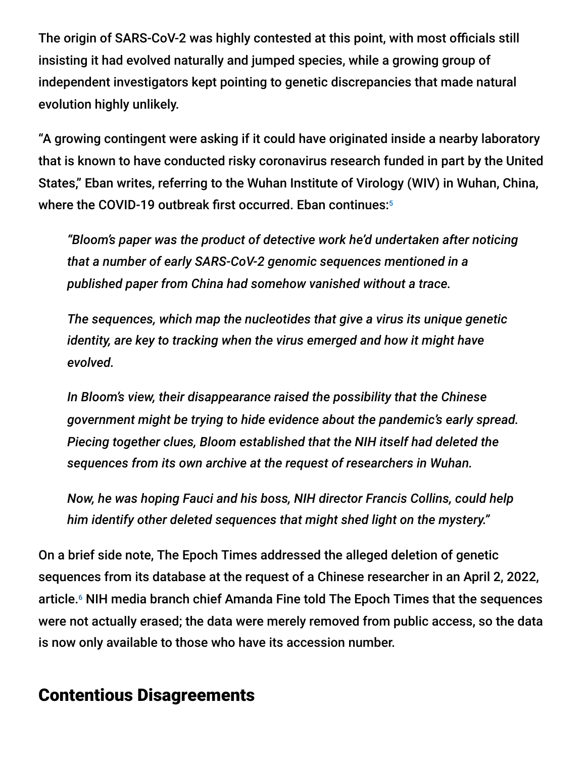The origin of SARS-CoV-2 was highly contested at this point, with most officials still insisting it had evolved naturally and jumped species, while a growing group of independent investigators kept pointing to genetic discrepancies that made natural evolution highly unlikely.

"A growing contingent were asking if it could have originated inside a nearby laboratory that is known to have conducted risky coronavirus research funded in part by the United States," Eban writes, referring to the Wuhan Institute of Virology (WIV) in Wuhan, China, where the COVID-19 outbreak first occurred. Eban continues:[5]

> *"Bloom's paper was the product of detective work he'd undertaken after noticing that a number of early SARS-CoV-2 genomic sequences mentioned in a published paper from China had somehow vanished without a trace.*
>
> *The sequences, which map the nucleotides that give a virus its unique genetic identity, are key to tracking when the virus emerged and how it might have evolved.*
>
> *In Bloom's view, their disappearance raised the possibility that the Chinese government might be trying to hide evidence about the pandemic's early spread. Piecing together clues, Bloom established that the NIH itself had deleted the sequences from its own archive at the request of researchers in Wuhan.*
>
> *Now, he was hoping Fauci and his boss, NIH director Francis Collins, could help him identify other deleted sequences that might shed light on the mystery."*

On a brief side note, The Epoch Times addressed the alleged deletion of genetic sequences from its database at the request of a Chinese researcher in an April 2, 2022, article.[6] NIH media branch chief Amanda Fine told The Epoch Times that the sequences were not actually erased; the data were merely removed from public access, so the data is now only available to those who have its accession number.

## Contentious Disagreements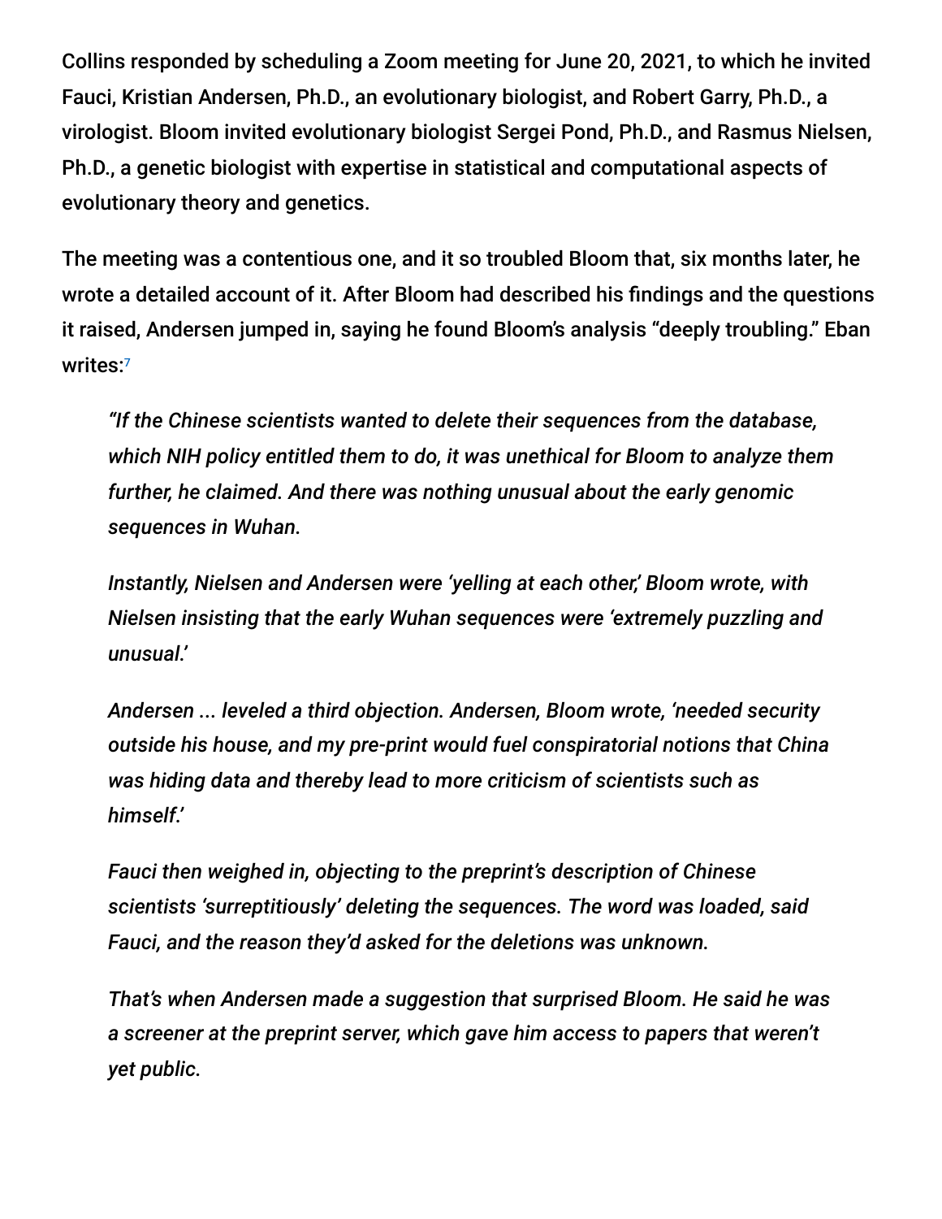Collins responded by scheduling a Zoom meeting for June 20, 2021, to which he invited Fauci, Kristian Andersen, Ph.D., an evolutionary biologist, and Robert Garry, Ph.D., a virologist. Bloom invited evolutionary biologist Sergei Pond, Ph.D., and Rasmus Nielsen, Ph.D., a genetic biologist with expertise in statistical and computational aspects of evolutionary theory and genetics.

The meeting was a contentious one, and it so troubled Bloom that, six months later, he wrote a detailed account of it. After Bloom had described his findings and the questions it raised, Andersen jumped in, saying he found Bloom's analysis "deeply troubling." Eban writes:[7]

> *"If the Chinese scientists wanted to delete their sequences from the database, which NIH policy entitled them to do, it was unethical for Bloom to analyze them further, he claimed. And there was nothing unusual about the early genomic sequences in Wuhan.*
>
> *Instantly, Nielsen and Andersen were 'yelling at each other,' Bloom wrote, with Nielsen insisting that the early Wuhan sequences were 'extremely puzzling and unusual.'*
>
> *Andersen ... leveled a third objection. Andersen, Bloom wrote, 'needed security outside his house, and my pre-print would fuel conspiratorial notions that China was hiding data and thereby lead to more criticism of scientists such as himself.'*
>
> *Fauci then weighed in, objecting to the preprint's description of Chinese scientists 'surreptitiously' deleting the sequences. The word was loaded, said Fauci, and the reason they'd asked for the deletions was unknown.*
>
> *That's when Andersen made a suggestion that surprised Bloom. He said he was a screener at the preprint server, which gave him access to papers that weren't yet public.*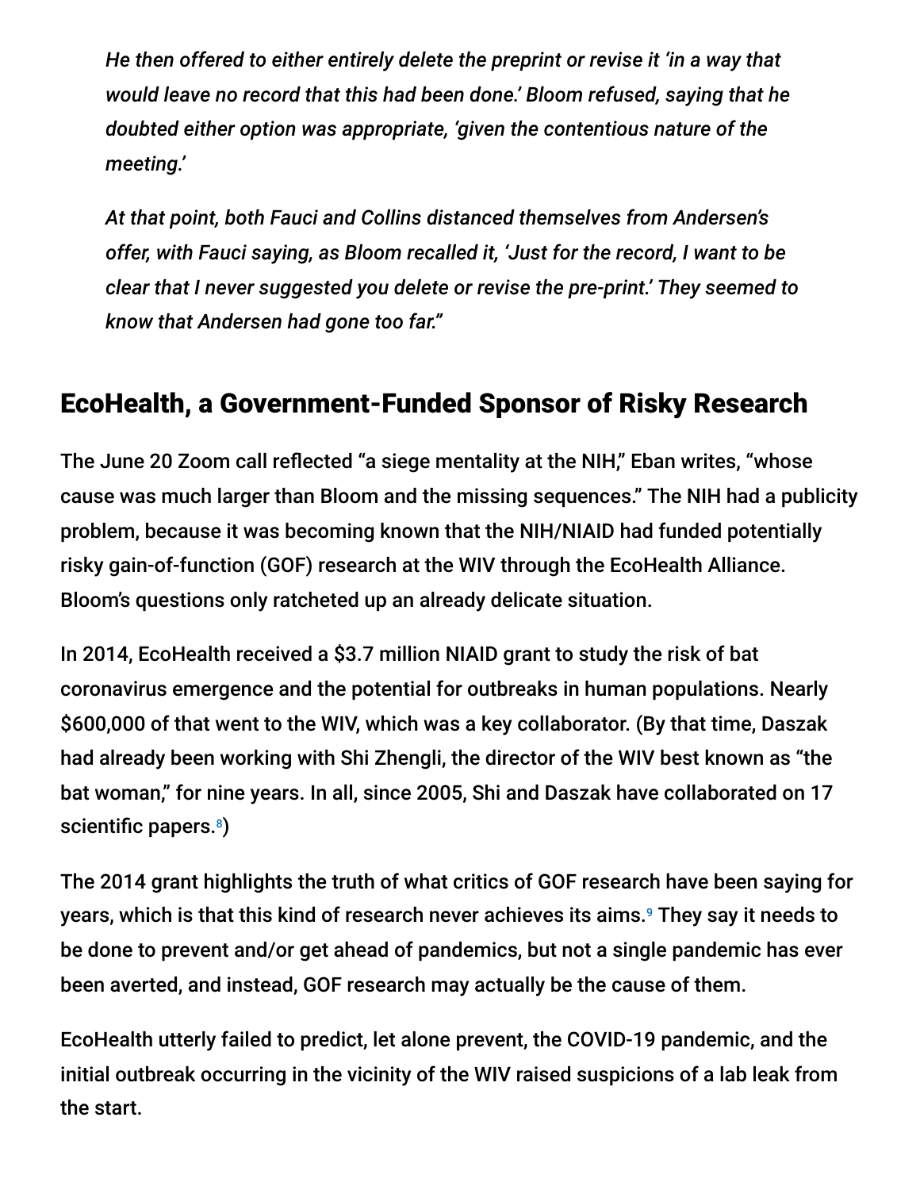> *He then offered to either entirely delete the preprint or revise it 'in a way that would leave no record that this had been done.' Bloom refused, saying that he doubted either option was appropriate, 'given the contentious nature of the meeting.'*
>
> *At that point, both Fauci and Collins distanced themselves from Andersen's offer, with Fauci saying, as Bloom recalled it, 'Just for the record, I want to be clear that I never suggested you delete or revise the pre-print.' They seemed to know that Andersen had gone too far."*

## EcoHealth, a Government-Funded Sponsor of Risky Research

The June 20 Zoom call reflected "a siege mentality at the NIH," Eban writes, "whose cause was much larger than Bloom and the missing sequences." The NIH had a publicity problem, because it was becoming known that the NIH/NIAID had funded potentially risky gain-of-function (GOF) research at the WIV through the EcoHealth Alliance. Bloom's questions only ratcheted up an already delicate situation.

In 2014, EcoHealth received a $3.7 million NIAID grant to study the risk of bat coronavirus emergence and the potential for outbreaks in human populations. Nearly $600,000 of that went to the WIV, which was a key collaborator. (By that time, Daszak had already been working with Shi Zhengli, the director of the WIV best known as "the bat woman," for nine years. In all, since 2005, Shi and Daszak have collaborated on 17 scientific papers.[8])

The 2014 grant highlights the truth of what critics of GOF research have been saying for years, which is that this kind of research never achieves its aims.[9] They say it needs to be done to prevent and/or get ahead of pandemics, but not a single pandemic has ever been averted, and instead, GOF research may actually be the cause of them.

EcoHealth utterly failed to predict, let alone prevent, the COVID-19 pandemic, and the initial outbreak occurring in the vicinity of the WIV raised suspicions of a lab leak from the start.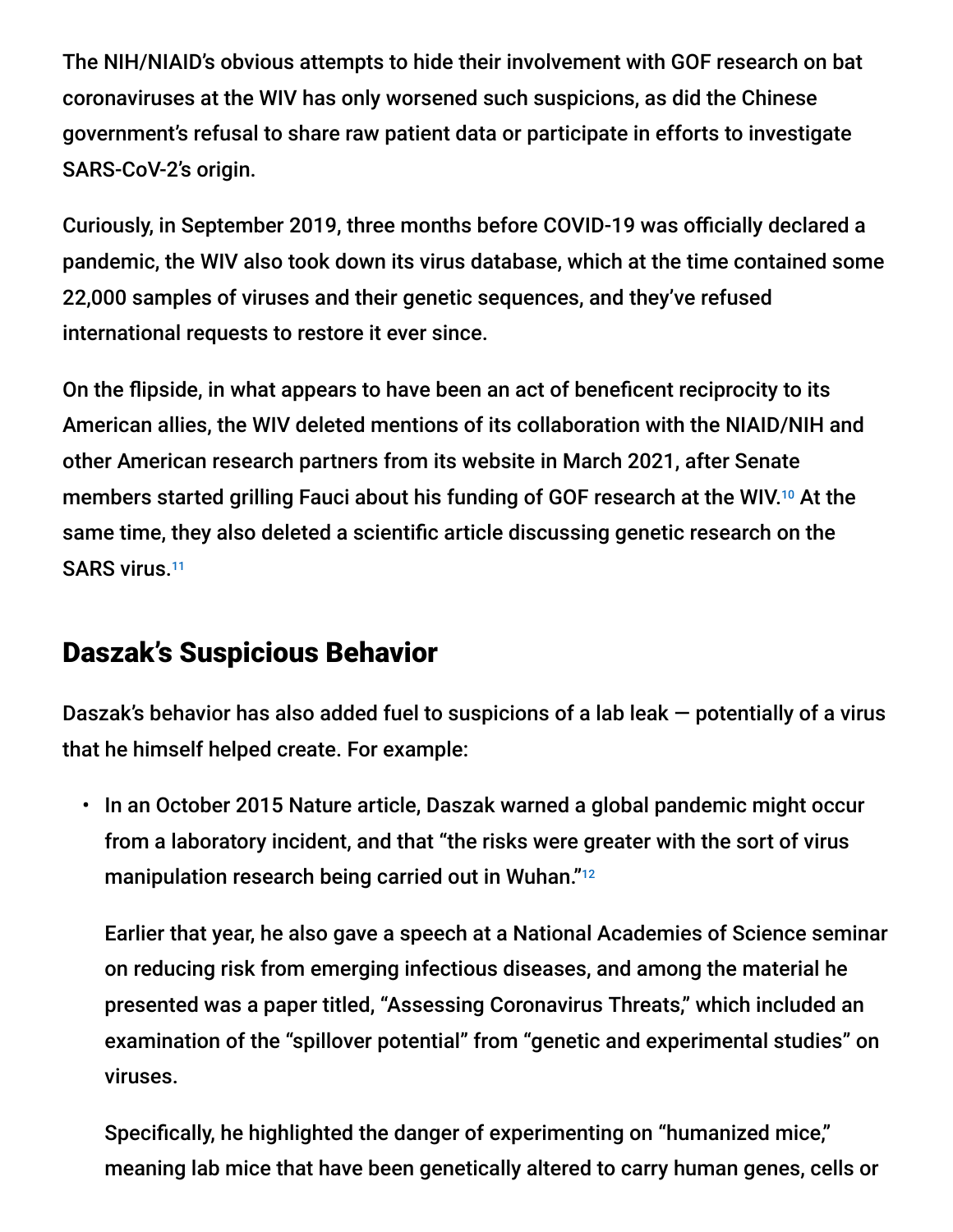The NIH/NIAID's obvious attempts to hide their involvement with GOF research on bat coronaviruses at the WIV has only worsened such suspicions, as did the Chinese government's refusal to share raw patient data or participate in efforts to investigate SARS-CoV-2's origin.

Curiously, in September 2019, three months before COVID-19 was officially declared a pandemic, the WIV also took down its virus database, which at the time contained some 22,000 samples of viruses and their genetic sequences, and they've refused international requests to restore it ever since.

On the flipside, in what appears to have been an act of beneficent reciprocity to its American allies, the WIV deleted mentions of its collaboration with the NIAID/NIH and other American research partners from its website in March 2021, after Senate members started grilling Fauci about his funding of GOF research at the WIV.[10] At the same time, they also deleted a scientific article discussing genetic research on the SARS virus.[11]

## Daszak's Suspicious Behavior

Daszak's behavior has also added fuel to suspicions of a lab leak — potentially of a virus that he himself helped create. For example:

- In an October 2015 Nature article, Daszak warned a global pandemic might occur from a laboratory incident, and that "the risks were greater with the sort of virus manipulation research being carried out in Wuhan."[12]

  Earlier that year, he also gave a speech at a National Academies of Science seminar on reducing risk from emerging infectious diseases, and among the material he presented was a paper titled, "Assessing Coronavirus Threats," which included an examination of the "spillover potential" from "genetic and experimental studies" on viruses.

  Specifically, he highlighted the danger of experimenting on "humanized mice," meaning lab mice that have been genetically altered to carry human genes, cells or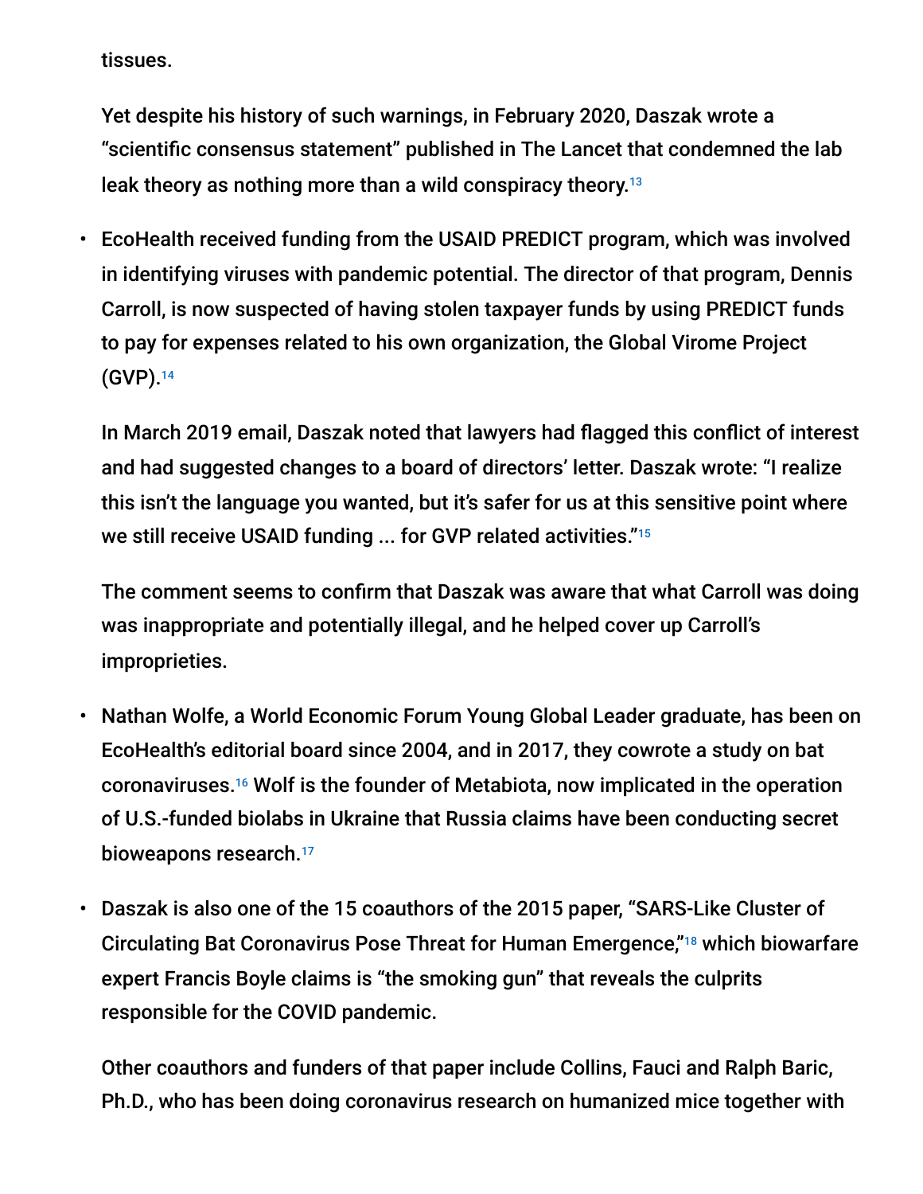tissues.

Yet despite his history of such warnings, in February 2020, Daszak wrote a "scientific consensus statement" published in The Lancet that condemned the lab leak theory as nothing more than a wild conspiracy theory.[13]

- EcoHealth received funding from the USAID PREDICT program, which was involved in identifying viruses with pandemic potential. The director of that program, Dennis Carroll, is now suspected of having stolen taxpayer funds by using PREDICT funds to pay for expenses related to his own organization, the Global Virome Project (GVP).[14]

  In March 2019 email, Daszak noted that lawyers had flagged this conflict of interest and had suggested changes to a board of directors' letter. Daszak wrote: "I realize this isn't the language you wanted, but it's safer for us at this sensitive point where we still receive USAID funding ... for GVP related activities."[15]

  The comment seems to confirm that Daszak was aware that what Carroll was doing was inappropriate and potentially illegal, and he helped cover up Carroll's improprieties.

- Nathan Wolfe, a World Economic Forum Young Global Leader graduate, has been on EcoHealth's editorial board since 2004, and in 2017, they cowrote a study on bat coronaviruses.[16] Wolf is the founder of Metabiota, now implicated in the operation of U.S.-funded biolabs in Ukraine that Russia claims have been conducting secret bioweapons research.[17]

- Daszak is also one of the 15 coauthors of the 2015 paper, "SARS-Like Cluster of Circulating Bat Coronavirus Pose Threat for Human Emergence,"[18] which biowarfare expert Francis Boyle claims is "the smoking gun" that reveals the culprits responsible for the COVID pandemic.

  Other coauthors and funders of that paper include Collins, Fauci and Ralph Baric, Ph.D., who has been doing coronavirus research on humanized mice together with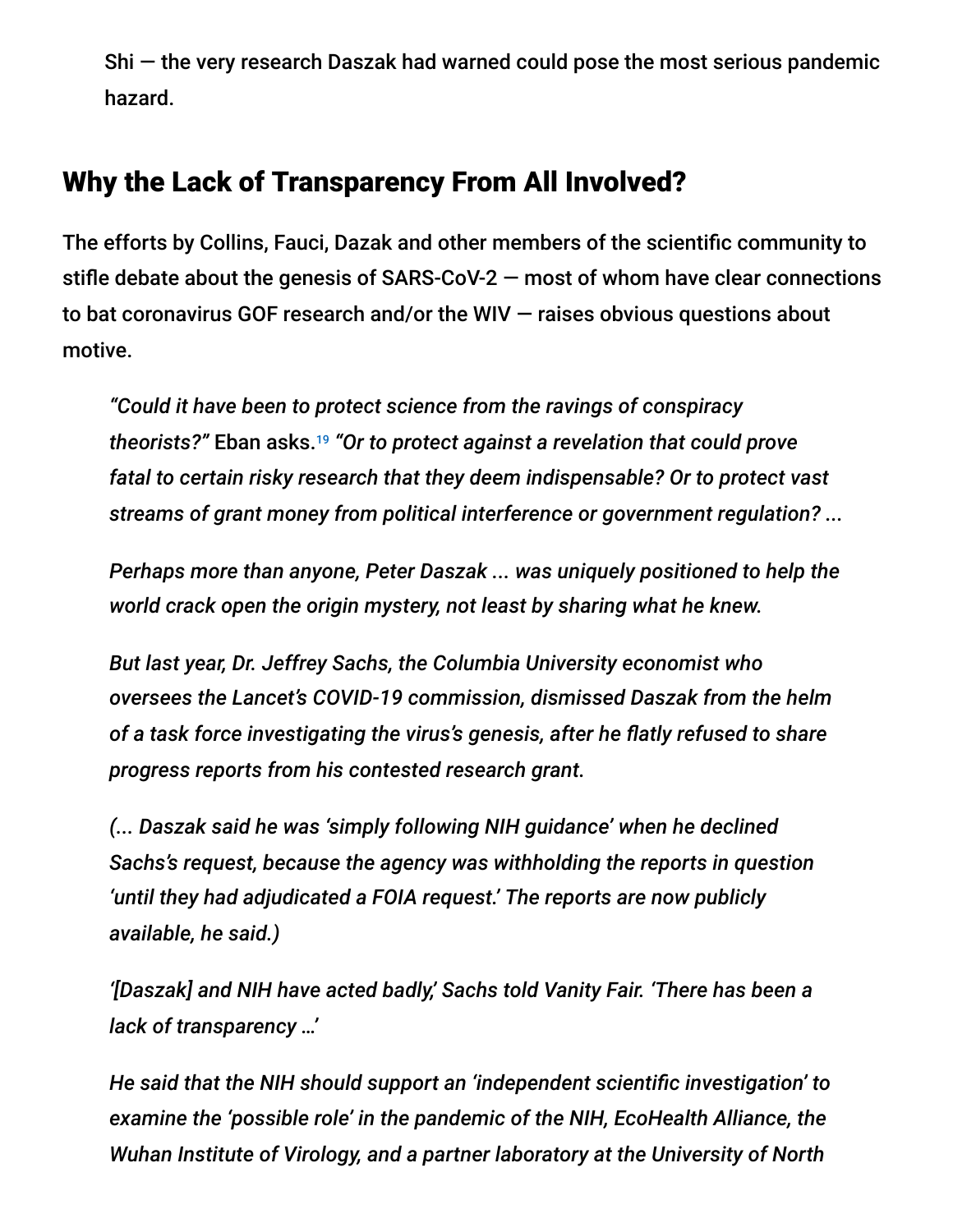Shi — the very research Daszak had warned could pose the most serious pandemic hazard.

## Why the Lack of Transparency From All Involved?

The efforts by Collins, Fauci, Dazak and other members of the scientific community to stifle debate about the genesis of SARS-CoV-2 — most of whom have clear connections to bat coronavirus GOF research and/or the WIV — raises obvious questions about motive.

> *"Could it have been to protect science from the ravings of conspiracy theorists?"* Eban asks.[19] *"Or to protect against a revelation that could prove fatal to certain risky research that they deem indispensable? Or to protect vast streams of grant money from political interference or government regulation? ...*
>
> *Perhaps more than anyone, Peter Daszak ... was uniquely positioned to help the world crack open the origin mystery, not least by sharing what he knew.*
>
> *But last year, Dr. Jeffrey Sachs, the Columbia University economist who oversees the Lancet's COVID-19 commission, dismissed Daszak from the helm of a task force investigating the virus's genesis, after he flatly refused to share progress reports from his contested research grant.*
>
> *(... Daszak said he was 'simply following NIH guidance' when he declined Sachs's request, because the agency was withholding the reports in question 'until they had adjudicated a FOIA request.' The reports are now publicly available, he said.)*
>
> *'[Daszak] and NIH have acted badly,' Sachs told Vanity Fair. 'There has been a lack of transparency …'*
>
> *He said that the NIH should support an 'independent scientific investigation' to examine the 'possible role' in the pandemic of the NIH, EcoHealth Alliance, the Wuhan Institute of Virology, and a partner laboratory at the University of North*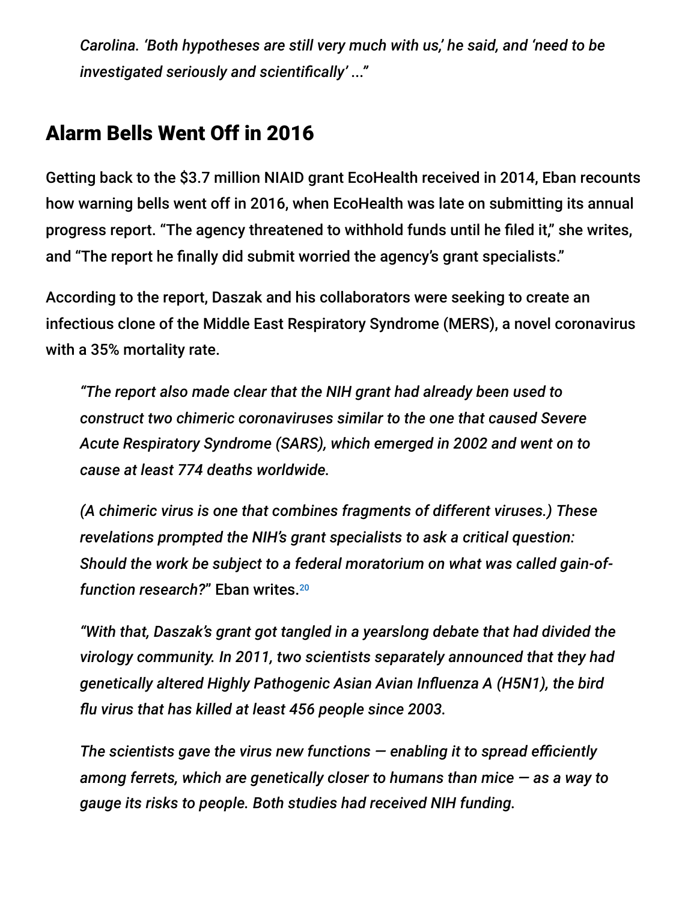*Carolina. 'Both hypotheses are still very much with us,' he said, and 'need to be investigated seriously and scientifically' ..."*

## Alarm Bells Went Off in 2016

Getting back to the $3.7 million NIAID grant EcoHealth received in 2014, Eban recounts how warning bells went off in 2016, when EcoHealth was late on submitting its annual progress report. "The agency threatened to withhold funds until he filed it," she writes, and "The report he finally did submit worried the agency's grant specialists."

According to the report, Daszak and his collaborators were seeking to create an infectious clone of the Middle East Respiratory Syndrome (MERS), a novel coronavirus with a 35% mortality rate.

> *"The report also made clear that the NIH grant had already been used to construct two chimeric coronaviruses similar to the one that caused Severe Acute Respiratory Syndrome (SARS), which emerged in 2002 and went on to cause at least 774 deaths worldwide.*
>
> *(A chimeric virus is one that combines fragments of different viruses.) These revelations prompted the NIH's grant specialists to ask a critical question: Should the work be subject to a federal moratorium on what was called gain-of-function research?"* Eban writes.[20]
>
> *"With that, Daszak's grant got tangled in a yearslong debate that had divided the virology community. In 2011, two scientists separately announced that they had genetically altered Highly Pathogenic Asian Avian Influenza A (H5N1), the bird flu virus that has killed at least 456 people since 2003.*
>
> *The scientists gave the virus new functions — enabling it to spread efficiently among ferrets, which are genetically closer to humans than mice — as a way to gauge its risks to people. Both studies had received NIH funding.*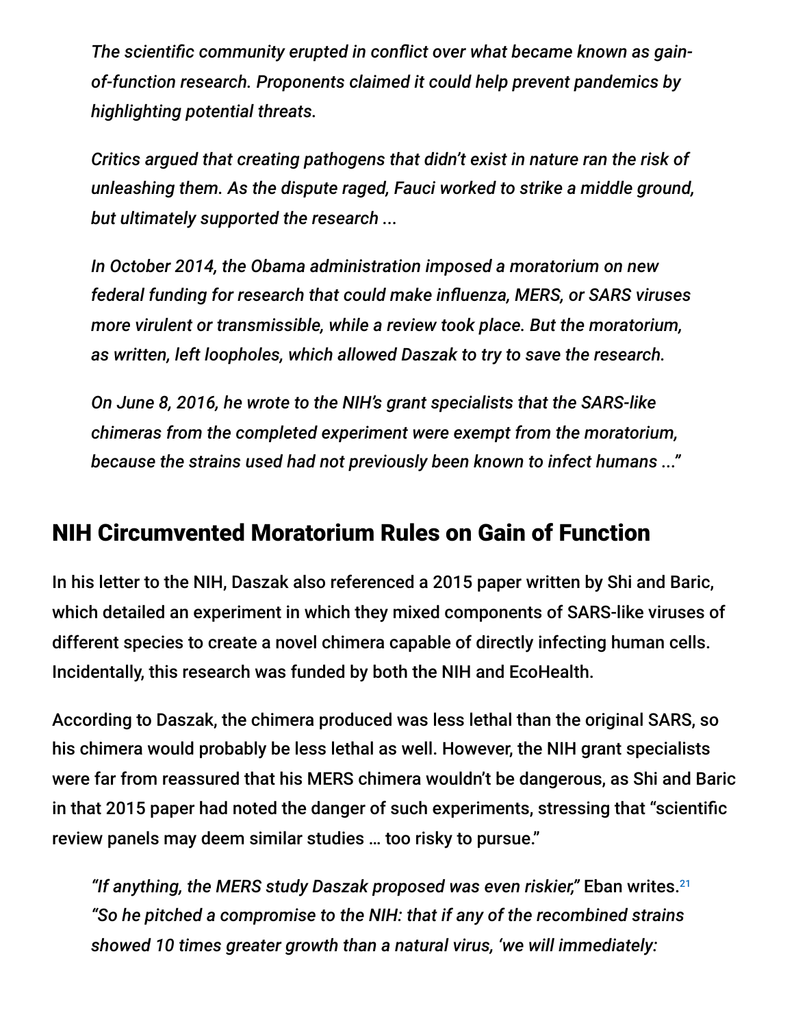*The scientific community erupted in conflict over what became known as gain-of-function research. Proponents claimed it could help prevent pandemics by highlighting potential threats.*

*Critics argued that creating pathogens that didn't exist in nature ran the risk of unleashing them. As the dispute raged, Fauci worked to strike a middle ground, but ultimately supported the research ...*

*In October 2014, the Obama administration imposed a moratorium on new federal funding for research that could make influenza, MERS, or SARS viruses more virulent or transmissible, while a review took place. But the moratorium, as written, left loopholes, which allowed Daszak to try to save the research.*

*On June 8, 2016, he wrote to the NIH's grant specialists that the SARS-like chimeras from the completed experiment were exempt from the moratorium, because the strains used had not previously been known to infect humans ..."*

## NIH Circumvented Moratorium Rules on Gain of Function

In his letter to the NIH, Daszak also referenced a 2015 paper written by Shi and Baric, which detailed an experiment in which they mixed components of SARS-like viruses of different species to create a novel chimera capable of directly infecting human cells. Incidentally, this research was funded by both the NIH and EcoHealth.

According to Daszak, the chimera produced was less lethal than the original SARS, so his chimera would probably be less lethal as well. However, the NIH grant specialists were far from reassured that his MERS chimera wouldn't be dangerous, as Shi and Baric in that 2015 paper had noted the danger of such experiments, stressing that "scientific review panels may deem similar studies … too risky to pursue."

*"If anything, the MERS study Daszak proposed was even riskier,"* Eban writes.[21] *"So he pitched a compromise to the NIH: that if any of the recombined strains showed 10 times greater growth than a natural virus, 'we will immediately:*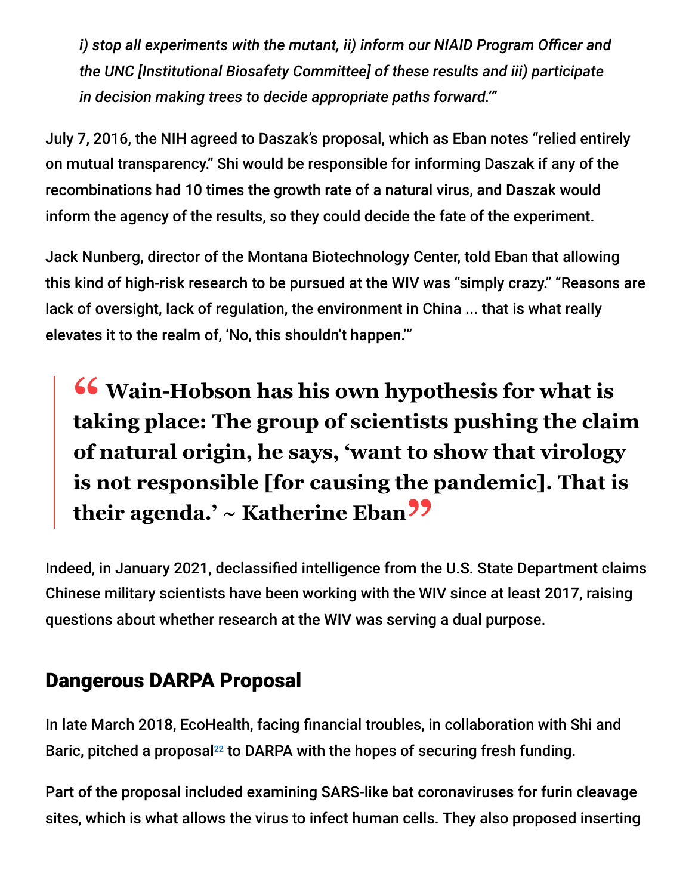*i) stop all experiments with the mutant, ii) inform our NIAID Program Officer and the UNC [Institutional Biosafety Committee] of these results and iii) participate in decision making trees to decide appropriate paths forward.'"*

July 7, 2016, the NIH agreed to Daszak's proposal, which as Eban notes "relied entirely on mutual transparency." Shi would be responsible for informing Daszak if any of the recombinations had 10 times the growth rate of a natural virus, and Daszak would inform the agency of the results, so they could decide the fate of the experiment.

Jack Nunberg, director of the Montana Biotechnology Center, told Eban that allowing this kind of high-risk research to be pursued at the WIV was "simply crazy." "Reasons are lack of oversight, lack of regulation, the environment in China ... that is what really elevates it to the realm of, 'No, this shouldn't happen.'"

> **"Wain-Hobson has his own hypothesis for what is taking place: The group of scientists pushing the claim of natural origin, he says, 'want to show that virology is not responsible [for causing the pandemic]. That is their agenda.' ~ Katherine Eban"**

Indeed, in January 2021, declassified intelligence from the U.S. State Department claims Chinese military scientists have been working with the WIV since at least 2017, raising questions about whether research at the WIV was serving a dual purpose.

## Dangerous DARPA Proposal

In late March 2018, EcoHealth, facing financial troubles, in collaboration with Shi and Baric, pitched a proposal[22] to DARPA with the hopes of securing fresh funding.

Part of the proposal included examining SARS-like bat coronaviruses for furin cleavage sites, which is what allows the virus to infect human cells. They also proposed inserting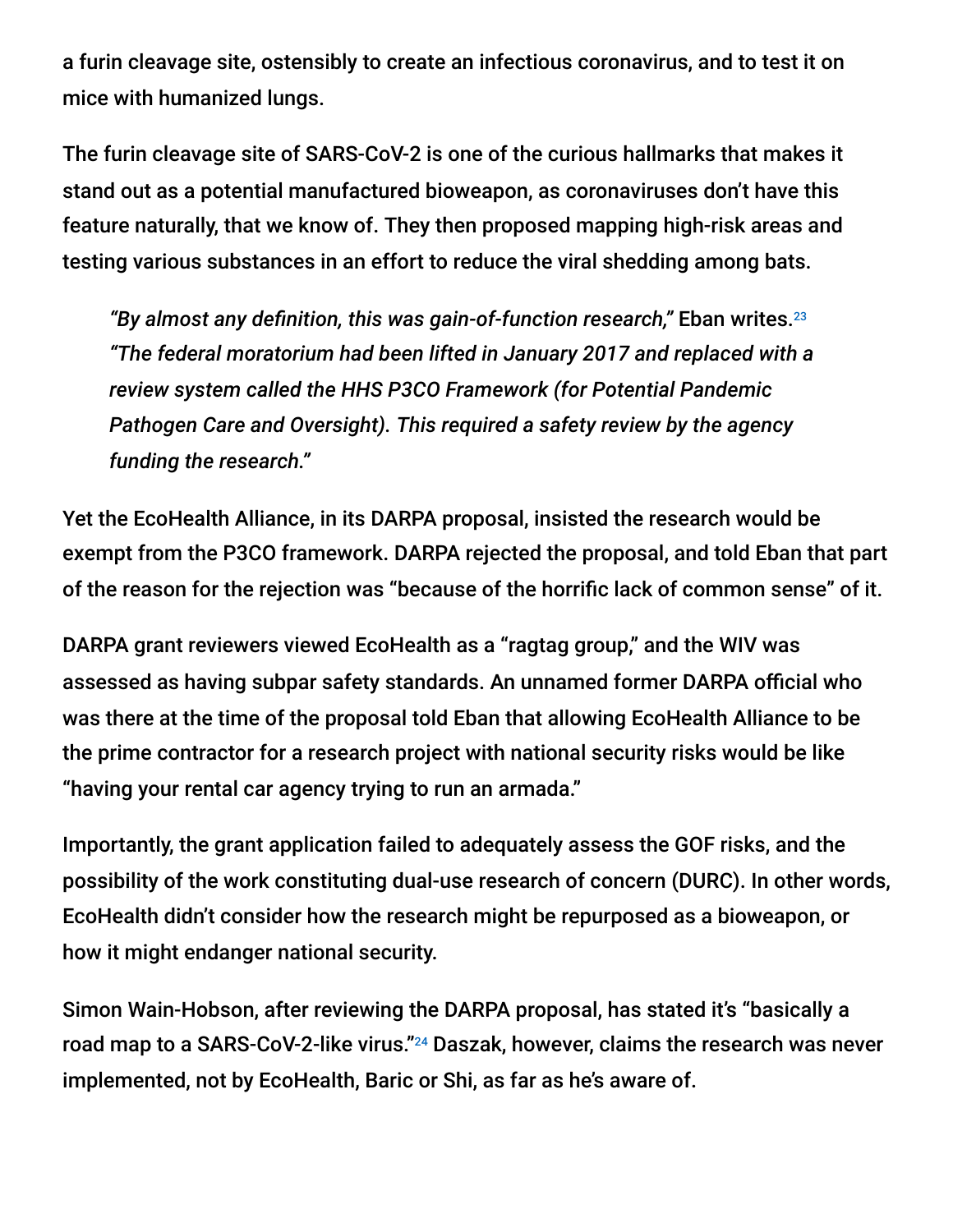a furin cleavage site, ostensibly to create an infectious coronavirus, and to test it on mice with humanized lungs.

The furin cleavage site of SARS-CoV-2 is one of the curious hallmarks that makes it stand out as a potential manufactured bioweapon, as coronaviruses don't have this feature naturally, that we know of. They then proposed mapping high-risk areas and testing various substances in an effort to reduce the viral shedding among bats.

> *"By almost any definition, this was gain-of-function research,"* Eban writes.[23] *"The federal moratorium had been lifted in January 2017 and replaced with a review system called the HHS P3CO Framework (for Potential Pandemic Pathogen Care and Oversight). This required a safety review by the agency funding the research."*

Yet the EcoHealth Alliance, in its DARPA proposal, insisted the research would be exempt from the P3CO framework. DARPA rejected the proposal, and told Eban that part of the reason for the rejection was "because of the horrific lack of common sense" of it.

DARPA grant reviewers viewed EcoHealth as a "ragtag group," and the WIV was assessed as having subpar safety standards. An unnamed former DARPA official who was there at the time of the proposal told Eban that allowing EcoHealth Alliance to be the prime contractor for a research project with national security risks would be like "having your rental car agency trying to run an armada."

Importantly, the grant application failed to adequately assess the GOF risks, and the possibility of the work constituting dual-use research of concern (DURC). In other words, EcoHealth didn't consider how the research might be repurposed as a bioweapon, or how it might endanger national security.

Simon Wain-Hobson, after reviewing the DARPA proposal, has stated it's "basically a road map to a SARS-CoV-2-like virus."[24] Daszak, however, claims the research was never implemented, not by EcoHealth, Baric or Shi, as far as he's aware of.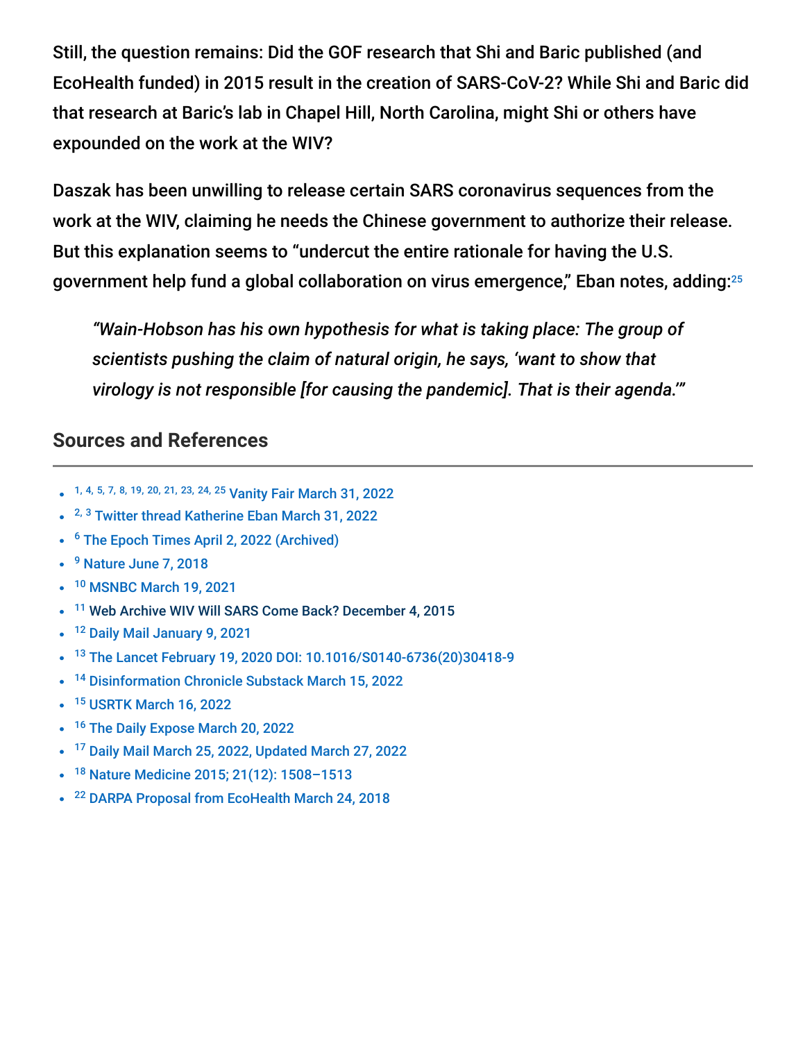Still, the question remains: Did the GOF research that Shi and Baric published (and EcoHealth funded) in 2015 result in the creation of SARS-CoV-2? While Shi and Baric did that research at Baric's lab in Chapel Hill, North Carolina, might Shi or others have expounded on the work at the WIV?

Daszak has been unwilling to release certain SARS coronavirus sequences from the work at the WIV, claiming he needs the Chinese government to authorize their release. But this explanation seems to "undercut the entire rationale for having the U.S. government help fund a global collaboration on virus emergence," Eban notes, adding:[25]

> *"Wain-Hobson has his own hypothesis for what is taking place: The group of scientists pushing the claim of natural origin, he says, 'want to show that virology is not responsible [for causing the pandemic]. That is their agenda.'"*

## Sources and References

- [1, 4, 5, 7, 8, 19, 20, 21, 23, 24, 25] Vanity Fair March 31, 2022
- [2, 3] Twitter thread Katherine Eban March 31, 2022
- [6] The Epoch Times April 2, 2022 (Archived)
- [9] Nature June 7, 2018
- [10] MSNBC March 19, 2021
- [11] Web Archive WIV Will SARS Come Back? December 4, 2015
- [12] Daily Mail January 9, 2021
- [13] The Lancet February 19, 2020 DOI: 10.1016/S0140-6736(20)30418-9
- [14] Disinformation Chronicle Substack March 15, 2022
- [15] USRTK March 16, 2022
- [16] The Daily Expose March 20, 2022
- [17] Daily Mail March 25, 2022, Updated March 27, 2022
- [18] Nature Medicine 2015; 21(12): 1508–1513
- [22] DARPA Proposal from EcoHealth March 24, 2018